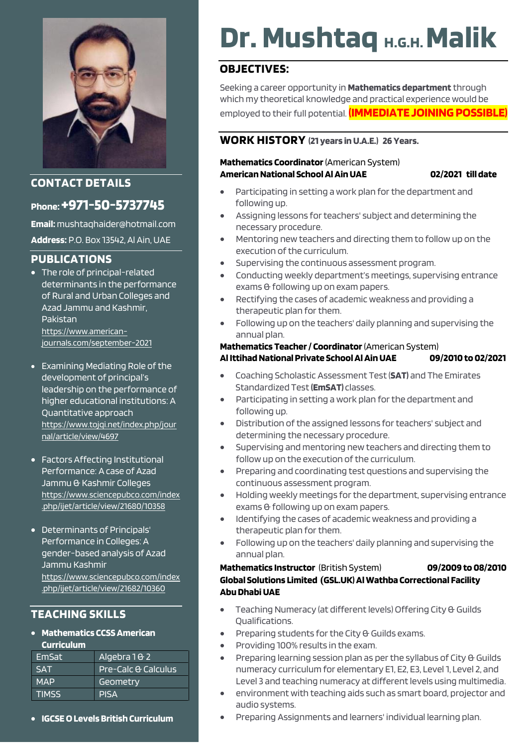# Dr. Mushtaq H.G.H. Malik

## CONTACT DETAILS

**Phone: +971-50-5737745**

**Email:** mushtaqhaider@hotmail.com

**Address:** P.O. Box 13542, Al Ain, UAE

## PUBLICATIONS

- The role of principal-related determinants in the performance of Rural and Urban Colleges and Azad Jammu and Kashmir, Pakistan
  https://www.american-journals.com/september-2021
- Examining Mediating Role of the development of principal's leadership on the performance of higher educational institutions: A Quantitative approach
  https://www.tojqi.net/index.php/journal/article/view/4697
- Factors Affecting Institutional Performance: A case of Azad Jammu & Kashmir Colleges
  https://www.sciencepubco.com/index.php/ijet/article/view/21680/10358
- Determinants of Principals' Performance in Colleges: A gender-based analysis of Azad Jammu Kashmir
  https://www.sciencepubco.com/index.php/ijet/article/view/21682/10360

## TEACHING SKILLS

- **Mathematics CCSS American Curriculum**

| EmSat | Algebra 1 & 2 |
|---|---|
| SAT | Pre-Calc & Calculus |
| MAP | Geometry |
| TIMSS | PISA |

- **IGCSE O Levels British Curriculum**

## OBJECTIVES:

Seeking a career opportunity in **Mathematics department** through which my theoretical knowledge and practical experience would be employed to their full potential. **(IMMEDIATE JOINING POSSIBLE)**

## WORK HISTORY (21 years in U.A.E.) 26 Years.

**Mathematics Coordinator** (American System)
**American National School Al Ain UAE** **02/2021 till date**

- Participating in setting a work plan for the department and following up.
- Assigning lessons for teachers' subject and determining the necessary procedure.
- Mentoring new teachers and directing them to follow up on the execution of the curriculum.
- Supervising the continuous assessment program.
- Conducting weekly department's meetings, supervising entrance exams & following up on exam papers.
- Rectifying the cases of academic weakness and providing a therapeutic plan for them.
- Following up on the teachers' daily planning and supervising the annual plan.

**Mathematics Teacher / Coordinator** (American System)
**Al Ittihad National Private School Al Ain UAE** **09/2010 to 02/2021**

- Coaching Scholastic Assessment Test (**SAT**) and The Emirates Standardized Test **(EmSAT)** classes.
- Participating in setting a work plan for the department and following up.
- Distribution of the assigned lessons for teachers' subject and determining the necessary procedure.
- Supervising and mentoring new teachers and directing them to follow up on the execution of the curriculum.
- Preparing and coordinating test questions and supervising the continuous assessment program.
- Holding weekly meetings for the department, supervising entrance exams & following up on exam papers.
- Identifying the cases of academic weakness and providing a therapeutic plan for them.
- Following up on the teachers' daily planning and supervising the annual plan.

**Mathematics Instructor** (British System) **09/2009 to 08/2010**
**Global Solutions Limited (GSL.UK) Al Wathba Correctional Facility Abu Dhabi UAE**

- Teaching Numeracy (at different levels) Offering City & Guilds Qualifications.
- Preparing students for the City & Guilds exams.
- Providing 100% results in the exam.
- Preparing learning session plan as per the syllabus of City & Guilds numeracy curriculum for elementary E1, E2, E3, Level 1, Level 2, and Level 3 and teaching numeracy at different levels using multimedia.
- environment with teaching aids such as smart board, projector and audio systems.
- Preparing Assignments and learners' individual learning plan.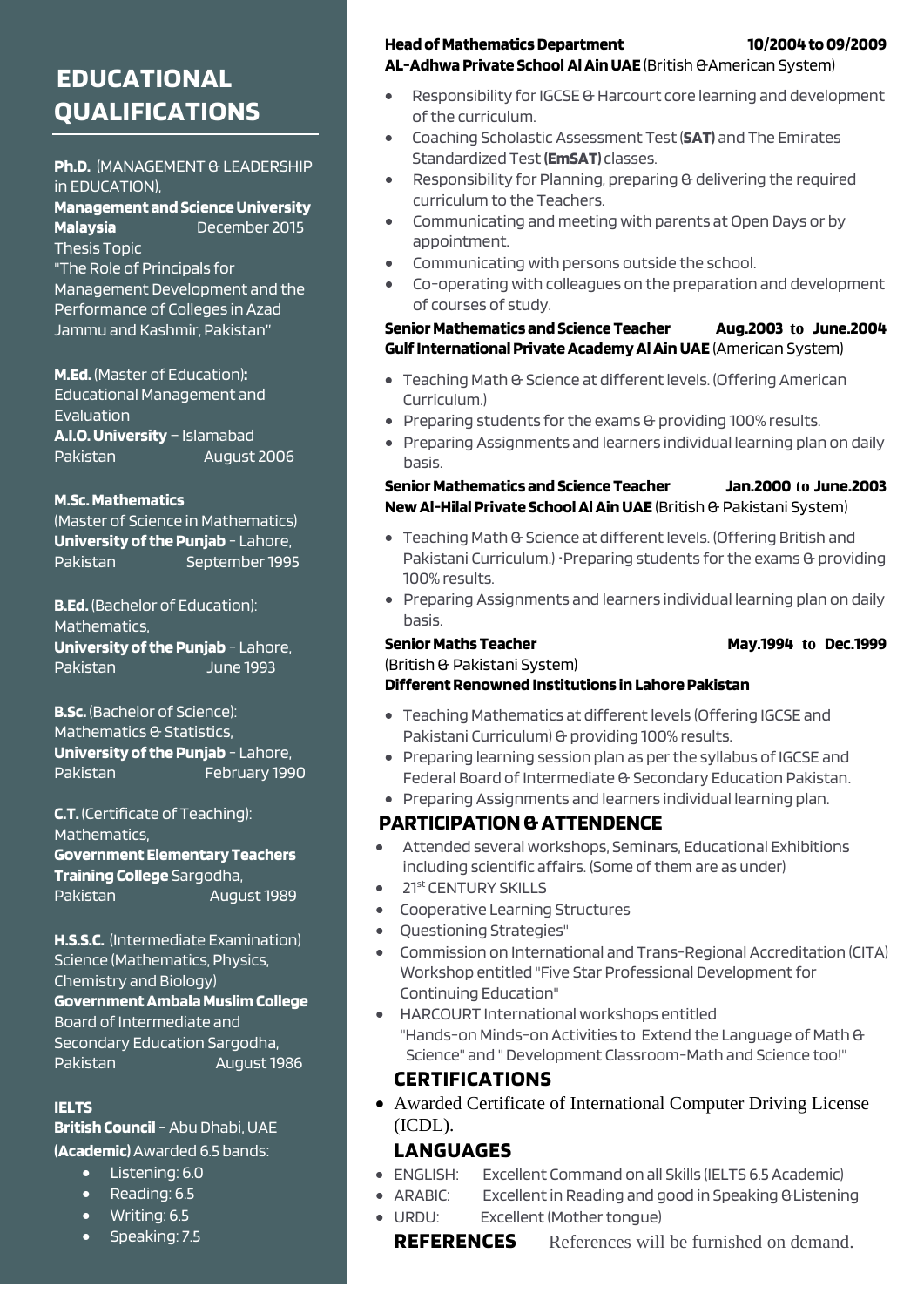## EDUCATIONAL QUALIFICATIONS

**Ph.D.** (MANAGEMENT & LEADERSHIP in EDUCATION),
**Management and Science University Malaysia** December 2015
Thesis Topic
"The Role of Principals for Management Development and the Performance of Colleges in Azad Jammu and Kashmir, Pakistan"

**M.Ed.** (Master of Education)**:** Educational Management and Evaluation
**A.I.O. University** – Islamabad Pakistan August 2006

**M.Sc. Mathematics**
(Master of Science in Mathematics)
**University of the Punjab** - Lahore, Pakistan September 1995

**B.Ed.** (Bachelor of Education): Mathematics,
**University of the Punjab** - Lahore, Pakistan June 1993

**B.Sc.** (Bachelor of Science): Mathematics & Statistics,
**University of the Punjab** - Lahore, Pakistan February 1990

**C.T.** (Certificate of Teaching): Mathematics,
**Government Elementary Teachers Training College** Sargodha, Pakistan August 1989

**H.S.S.C.** (Intermediate Examination) Science (Mathematics, Physics, Chemistry and Biology)
**Government Ambala Muslim College** Board of Intermediate and Secondary Education Sargodha, Pakistan August 1986

**IELTS**
**British Council** - Abu Dhabi, UAE
**(Academic)** Awarded 6.5 bands:

- Listening: 6.0
- Reading: 6.5
- Writing: 6.5
- Speaking: 7.5

**Head of Mathematics Department** **10/2004 to 09/2009**
**AL-Adhwa Private School Al Ain UAE** (British &American System)

- Responsibility for IGCSE & Harcourt core learning and development of the curriculum.
- Coaching Scholastic Assessment Test (**SAT**) and The Emirates Standardized Test **(EmSAT)** classes.
- Responsibility for Planning, preparing & delivering the required curriculum to the Teachers.
- Communicating and meeting with parents at Open Days or by appointment.
- Communicating with persons outside the school.
- Co-operating with colleagues on the preparation and development of courses of study.

**Senior Mathematics and Science Teacher** **Aug.2003 to June.2004**
**Gulf International Private Academy Al Ain UAE** (American System)

- Teaching Math & Science at different levels. (Offering American Curriculum.)
- Preparing students for the exams & providing 100% results.
- Preparing Assignments and learners individual learning plan on daily basis.

**Senior Mathematics and Science Teacher** **Jan.2000 to June.2003**
**New Al-Hilal Private School Al Ain UAE** (British & Pakistani System)

- Teaching Math & Science at different levels. (Offering British and Pakistani Curriculum.) •Preparing students for the exams & providing 100% results.
- Preparing Assignments and learners individual learning plan on daily basis.

**Senior Maths Teacher** **May.1994 to Dec.1999**
(British & Pakistani System)
**Different Renowned Institutions in Lahore Pakistan**

- Teaching Mathematics at different levels (Offering IGCSE and Pakistani Curriculum) & providing 100% results.
- Preparing learning session plan as per the syllabus of IGCSE and Federal Board of Intermediate & Secondary Education Pakistan.
- Preparing Assignments and learners individual learning plan.

## PARTICIPATION & ATTENDENCE

- Attended several workshops, Seminars, Educational Exhibitions including scientific affairs. (Some of them are as under)
- 21st CENTURY SKILLS
- Cooperative Learning Structures
- Questioning Strategies"
- Commission on International and Trans-Regional Accreditation (CITA) Workshop entitled "Five Star Professional Development for Continuing Education"
- HARCOURT International workshops entitled "Hands-on Minds-on Activities to Extend the Language of Math & Science" and " Development Classroom-Math and Science too!"

## CERTIFICATIONS

- Awarded Certificate of International Computer Driving License (ICDL).

## LANGUAGES

- ENGLISH: Excellent Command on all Skills (IELTS 6.5 Academic)
- ARABIC: Excellent in Reading and good in Speaking &Listening
- URDU: Excellent (Mother tongue)

## REFERENCES

References will be furnished on demand.